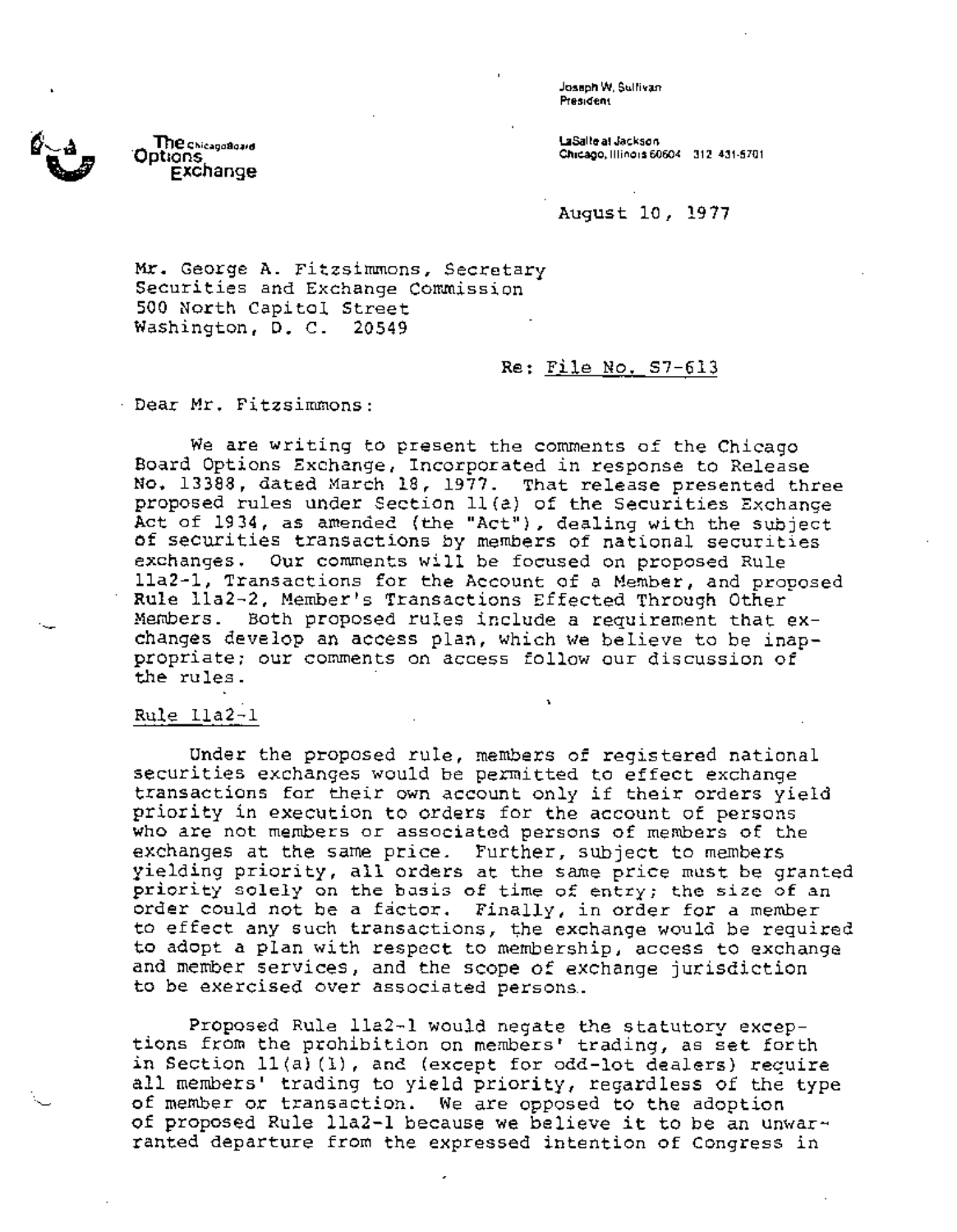The Chicago Board Options Exchange

Joseph W. Sullivan
President

LaSalle at Jackson
Chicago, Illinois 60604 312 431-5701

August 10, 1977

Mr. George A. Fitzsimmons, Secretary
Securities and Exchange Commission
500 North Capitol Street
Washington, D. C. 20549

Re: File No. S7-613

Dear Mr. Fitzsimmons:

We are writing to present the comments of the Chicago Board Options Exchange, Incorporated in response to Release No. 13388, dated March 18, 1977. That release presented three proposed rules under Section 11(a) of the Securities Exchange Act of 1934, as amended (the "Act"), dealing with the subject of securities transactions by members of national securities exchanges. Our comments will be focused on proposed Rule 11a2-1, Transactions for the Account of a Member, and proposed Rule 11a2-2, Member's Transactions Effected Through Other Members. Both proposed rules include a requirement that exchanges develop an access plan, which we believe to be inappropriate; our comments on access follow our discussion of the rules.

Rule 11a2-1

Under the proposed rule, members of registered national securities exchanges would be permitted to effect exchange transactions for their own account only if their orders yield priority in execution to orders for the account of persons who are not members or associated persons of members of the exchanges at the same price. Further, subject to members yielding priority, all orders at the same price must be granted priority solely on the basis of time of entry; the size of an order could not be a factor. Finally, in order for a member to effect any such transactions, the exchange would be required to adopt a plan with respect to membership, access to exchange and member services, and the scope of exchange jurisdiction to be exercised over associated persons.

Proposed Rule 11a2-1 would negate the statutory exceptions from the prohibition on members' trading, as set forth in Section 11(a)(1), and (except for odd-lot dealers) require all members' trading to yield priority, regardless of the type of member or transaction. We are opposed to the adoption of proposed Rule 11a2-1 because we believe it to be an unwarranted departure from the expressed intention of Congress in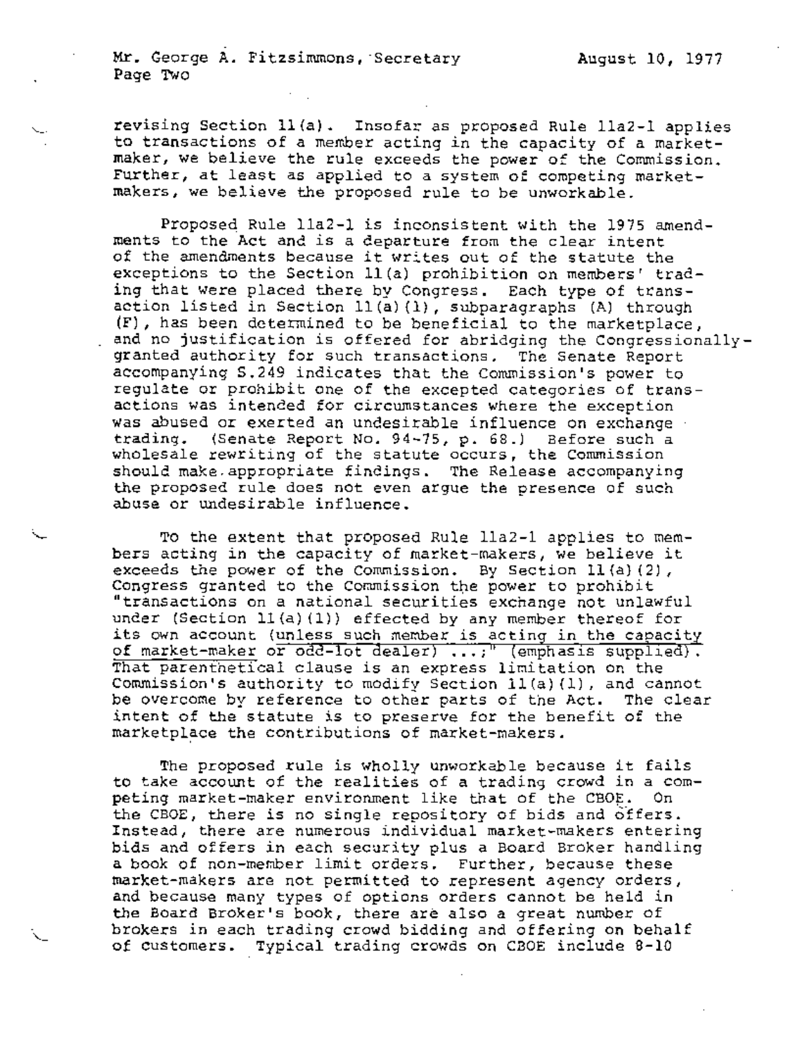revising Section 11(a). Insofar as proposed Rule 11a2-1 applies to transactions of a member acting in the capacity of a market-maker, we believe the rule exceeds the power of the Commission. Further, at least as applied to a system of competing market-makers, we believe the proposed rule to be unworkable.

Proposed Rule 11a2-1 is inconsistent with the 1975 amendments to the Act and is a departure from the clear intent of the amendments because it writes out of the statute the exceptions to the Section 11(a) prohibition on members' trading that were placed there by Congress. Each type of transaction listed in Section 11(a)(1), subparagraphs (A) through (F), has been determined to be beneficial to the marketplace, and no justification is offered for abridging the Congressionally-granted authority for such transactions. The Senate Report accompanying S.249 indicates that the Commission's power to regulate or prohibit one of the excepted categories of transactions was intended for circumstances where the exception was abused or exerted an undesirable influence on exchange trading. (Senate Report No. 94-75, p. 68.) Before such a wholesale rewriting of the statute occurs, the Commission should make appropriate findings. The Release accompanying the proposed rule does not even argue the presence of such abuse or undesirable influence.

To the extent that proposed Rule 11a2-1 applies to members acting in the capacity of market-makers, we believe it exceeds the power of the Commission. By Section 11(a)(2), Congress granted to the Commission the power to prohibit "transactions on a national securities exchange not unlawful under (Section 11(a)(1)) effected by any member thereof for its own account (<u>unless such member is acting in the capacity of market-maker or odd-lot dealer</u>) ...;" (emphasis supplied). That parenthetical clause is an express limitation on the Commission's authority to modify Section 11(a)(1), and cannot be overcome by reference to other parts of the Act. The clear intent of the statute is to preserve for the benefit of the marketplace the contributions of market-makers.

The proposed rule is wholly unworkable because it fails to take account of the realities of a trading crowd in a competing market-maker environment like that of the CBOE. On the CBOE, there is no single repository of bids and offers. Instead, there are numerous individual market-makers entering bids and offers in each security plus a Board Broker handling a book of non-member limit orders. Further, because these market-makers are not permitted to represent agency orders, and because many types of options orders cannot be held in the Board Broker's book, there are also a great number of brokers in each trading crowd bidding and offering on behalf of customers. Typical trading crowds on CBOE include 8-10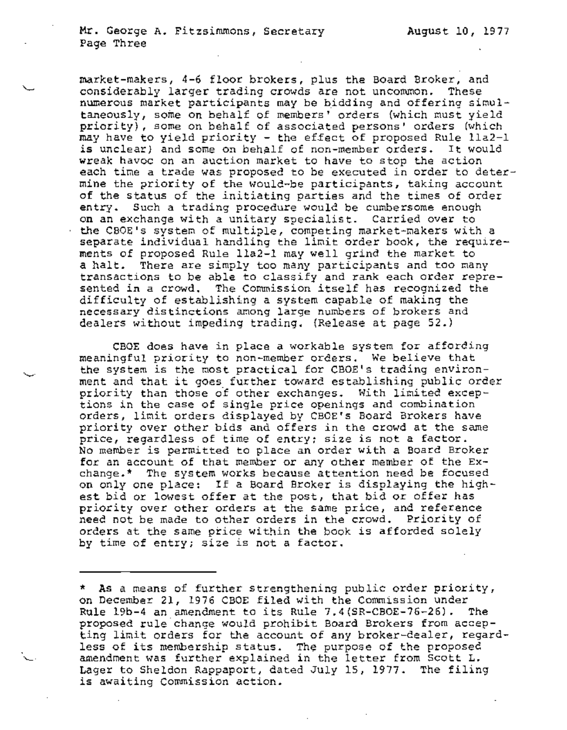market-makers, 4-6 floor brokers, plus the Board Broker, and considerably larger trading crowds are not uncommon. These numerous market participants may be bidding and offering simultaneously, some on behalf of members' orders (which must yield priority), some on behalf of associated persons' orders (which may have to yield priority - the effect of proposed Rule 11a2-1 is unclear) and some on behalf of non-member orders. It would wreak havoc on an auction market to have to stop the action each time a trade was proposed to be executed in order to determine the priority of the would-be participants, taking account of the status of the initiating parties and the times of order entry. Such a trading procedure would be cumbersome enough on an exchange with a unitary specialist. Carried over to the CBOE's system of multiple, competing market-makers with a separate individual handling the limit order book, the requirements of proposed Rule 11a2-1 may well grind the market to a halt. There are simply too many participants and too many transactions to be able to classify and rank each order represented in a crowd. The Commission itself has recognized the difficulty of establishing a system capable of making the necessary distinctions among large numbers of brokers and dealers without impeding trading. (Release at page 52.)

CBOE does have in place a workable system for affording meaningful priority to non-member orders. We believe that the system is the most practical for CBOE's trading environment and that it goes further toward establishing public order priority than those of other exchanges. With limited exceptions in the case of single price openings and combination orders, limit orders displayed by CBOE's Board Brokers have priority over other bids and offers in the crowd at the same price, regardless of time of entry; size is not a factor. No member is permitted to place an order with a Board Broker for an account of that member or any other member of the Exchange.* The system works because attention need be focused on only one place: If a Board Broker is displaying the highest bid or lowest offer at the post, that bid or offer has priority over other orders at the same price, and reference need not be made to other orders in the crowd. Priority of orders at the same price within the book is afforded solely by time of entry; size is not a factor.

---

* As a means of further strengthening public order priority, on December 21, 1976 CBOE filed with the Commission under Rule 19b-4 an amendment to its Rule 7.4(SR-CBOE-76-26). The proposed rule change would prohibit Board Brokers from accepting limit orders for the account of any broker-dealer, regardless of its membership status. The purpose of the proposed amendment was further explained in the letter from Scott L. Lager to Sheldon Rappaport, dated July 15, 1977. The filing is awaiting Commission action.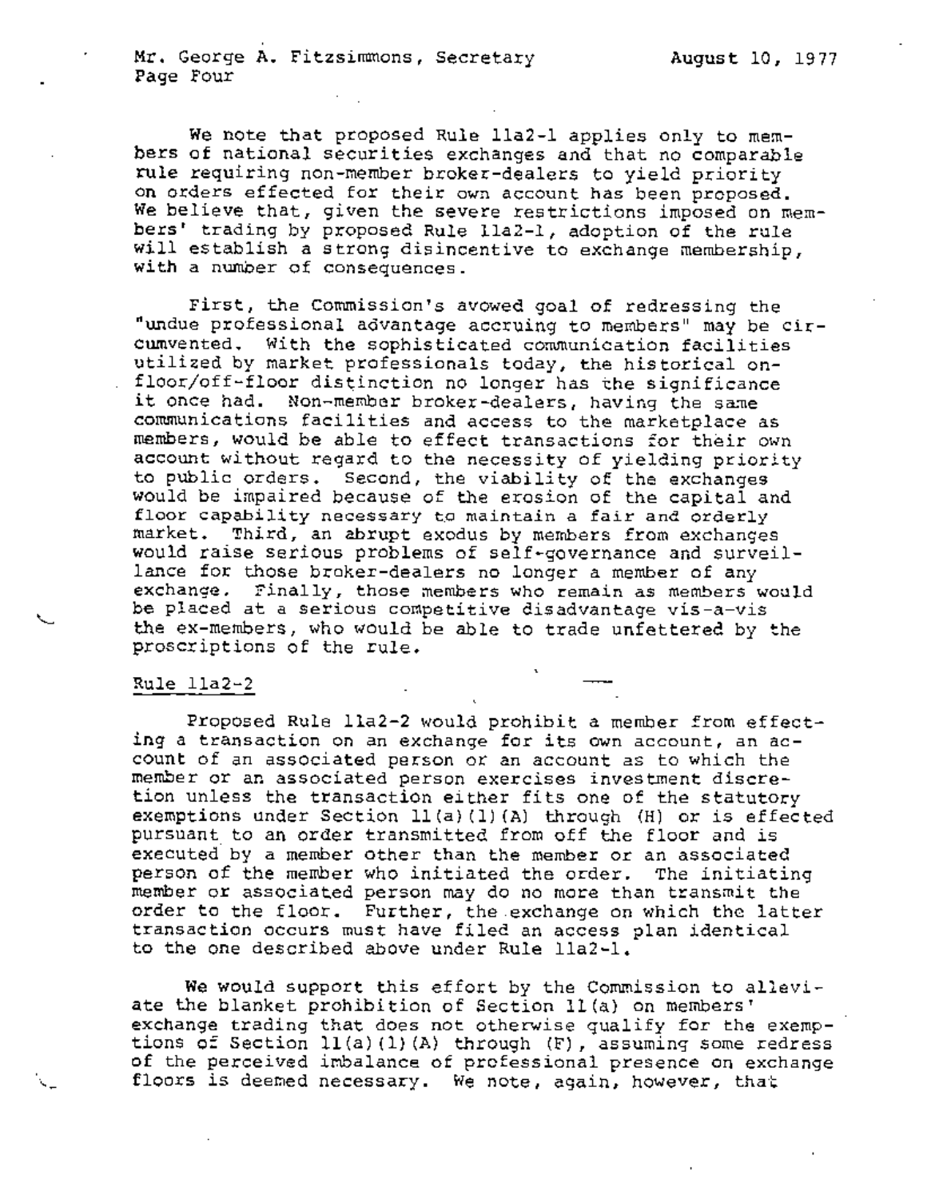We note that proposed Rule 11a2-1 applies only to members of national securities exchanges and that no comparable rule requiring non-member broker-dealers to yield priority on orders effected for their own account has been proposed. We believe that, given the severe restrictions imposed on members' trading by proposed Rule 11a2-1, adoption of the rule will establish a strong disincentive to exchange membership, with a number of consequences.

First, the Commission's avowed goal of redressing the "undue professional advantage accruing to members" may be circumvented. With the sophisticated communication facilities utilized by market professionals today, the historical on-floor/off-floor distinction no longer has the significance it once had. Non-member broker-dealers, having the same communications facilities and access to the marketplace as members, would be able to effect transactions for their own account without regard to the necessity of yielding priority to public orders. Second, the viability of the exchanges would be impaired because of the erosion of the capital and floor capability necessary to maintain a fair and orderly market. Third, an abrupt exodus by members from exchanges would raise serious problems of self-governance and surveillance for those broker-dealers no longer a member of any exchange. Finally, those members who remain as members would be placed at a serious competitive disadvantage vis-a-vis the ex-members, who would be able to trade unfettered by the proscriptions of the rule.

Rule 11a2-2

Proposed Rule 11a2-2 would prohibit a member from effecting a transaction on an exchange for its own account, an account of an associated person or an account as to which the member or an associated person exercises investment discretion unless the transaction either fits one of the statutory exemptions under Section 11(a)(1)(A) through (H) or is effected pursuant to an order transmitted from off the floor and is executed by a member other than the member or an associated person of the member who initiated the order. The initiating member or associated person may do no more than transmit the order to the floor. Further, the exchange on which the latter transaction occurs must have filed an access plan identical to the one described above under Rule 11a2-1.

We would support this effort by the Commission to alleviate the blanket prohibition of Section 11(a) on members' exchange trading that does not otherwise qualify for the exemptions of Section 11(a)(1)(A) through (F), assuming some redress of the perceived imbalance of professional presence on exchange floors is deemed necessary. We note, again, however, that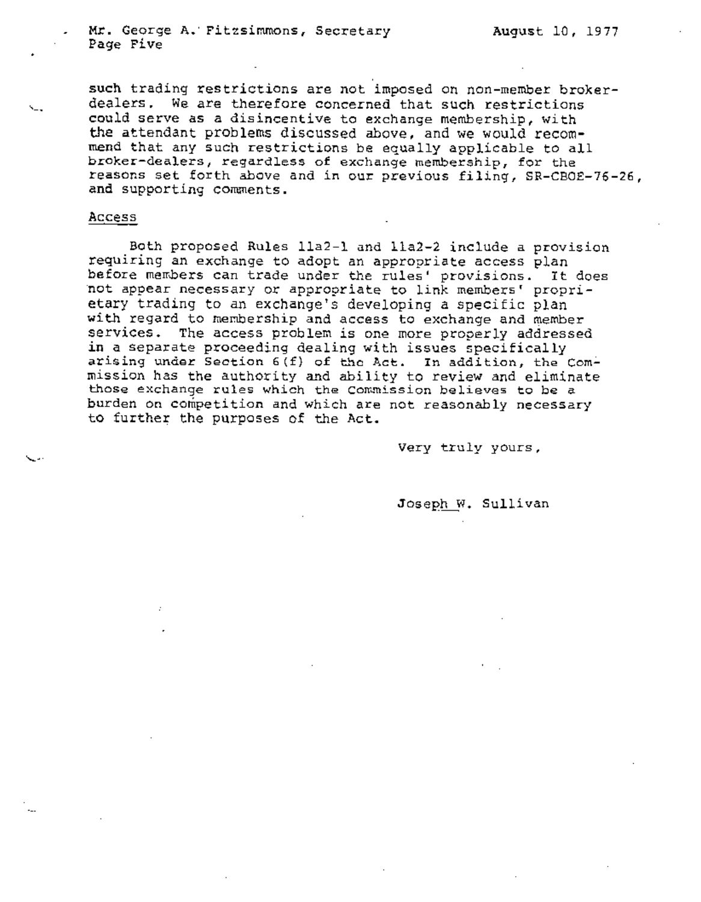such trading restrictions are not imposed on non-member broker-dealers. We are therefore concerned that such restrictions could serve as a disincentive to exchange membership, with the attendant problems discussed above, and we would recommend that any such restrictions be equally applicable to all broker-dealers, regardless of exchange membership, for the reasons set forth above and in our previous filing, SR-CBOE-76-26, and supporting comments.

## Access

Both proposed Rules 11a2-1 and 11a2-2 include a provision requiring an exchange to adopt an appropriate access plan before members can trade under the rules' provisions. It does not appear necessary or appropriate to link members' proprietary trading to an exchange's developing a specific plan with regard to membership and access to exchange and member services. The access problem is one more properly addressed in a separate proceeding dealing with issues specifically arising under Section 6(f) of the Act. In addition, the Commission has the authority and ability to review and eliminate those exchange rules which the Commission believes to be a burden on competition and which are not reasonably necessary to further the purposes of the Act.

Very truly yours,

Joseph W. Sullivan